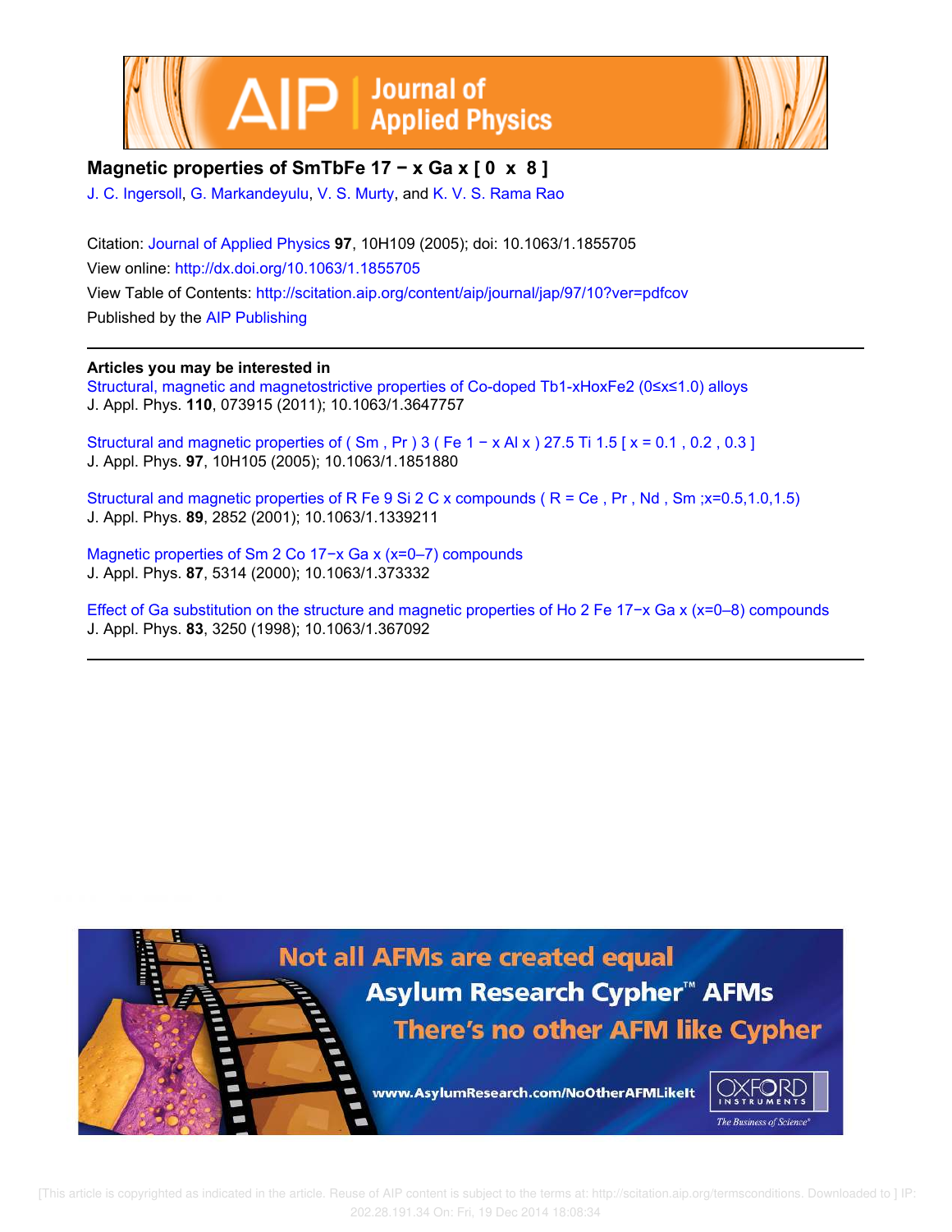# Magnetic properties of $SmTbFe_{17-x}Ga_x$ [0 x 8]

J. C. Ingersoll, G. Markandeyulu, V. S. Murty, and K. V. S. Rama Rao

Citation: Journal of Applied Physics **97**, 10H109 (2005); doi: 10.1063/1.1855705
View online: http://dx.doi.org/10.1063/1.1855705
View Table of Contents: http://scitation.aip.org/content/aip/journal/jap/97/10?ver=pdfcov
Published by the AIP Publishing

**Articles you may be interested in**

Structural, magnetic and magnetostrictive properties of Co-doped $Tb_{1-x}Ho_xFe_2$ (0≤x≤1.0) alloys
J. Appl. Phys. **110**, 073915 (2011); 10.1063/1.3647757

Structural and magnetic properties of $(Sm,Pr)_3(Fe_{1-x}Al_x)_{27.5}Ti_{1.5}$ [ x = 0.1 , 0.2 , 0.3 ]
J. Appl. Phys. **97**, 10H105 (2005); 10.1063/1.1851880

Structural and magnetic properties of $RFe_9Si_2C_x$ compounds ( R = Ce , Pr , Nd , Sm ;x=0.5,1.0,1.5)
J. Appl. Phys. **89**, 2852 (2001); 10.1063/1.1339211

Magnetic properties of $Sm_2Co_{17-x}Ga_x$ (x=0–7) compounds
J. Appl. Phys. **87**, 5314 (2000); 10.1063/1.373332

Effect of Ga substitution on the structure and magnetic properties of $Ho_2Fe_{17-x}Ga_x$ (x=0–8) compounds
J. Appl. Phys. **83**, 3250 (1998); 10.1063/1.367092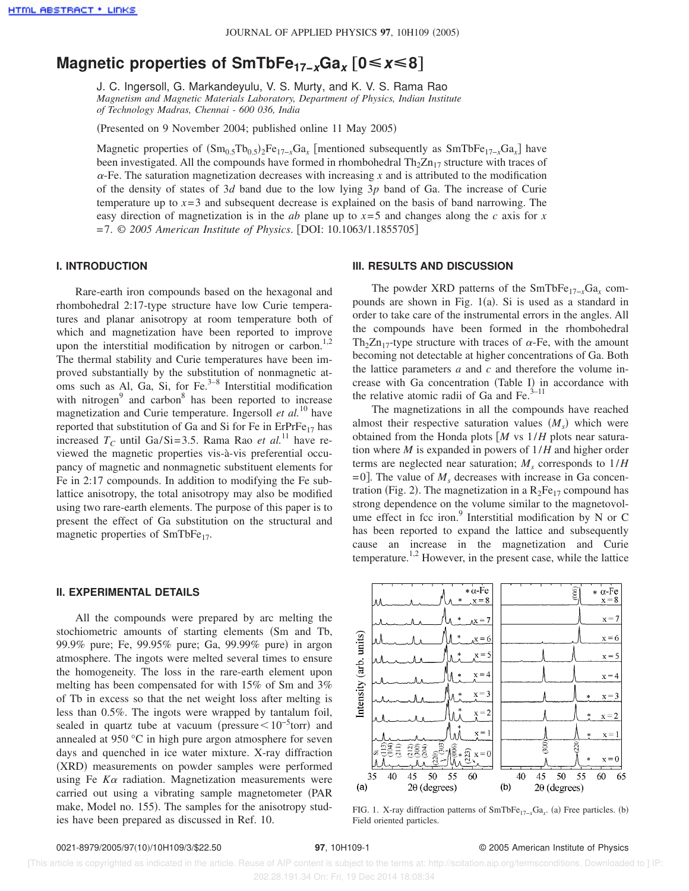# Magnetic properties of $SmTbFe_{17-x}Ga_x$ $[0 \leqslant x \leqslant 8]$

J. C. Ingersoll, G. Markandeyulu, V. S. Murty, and K. V. S. Rama Rao

*Magnetism and Magnetic Materials Laboratory, Department of Physics, Indian Institute of Technology Madras, Chennai - 600 036, India*

(Presented on 9 November 2004; published online 11 May 2005)

Magnetic properties of $(Sm_{0.5}Tb_{0.5})_2Fe_{17-x}Ga_x$ [mentioned subsequently as $SmTbFe_{17-x}Ga_x$] have been investigated. All the compounds have formed in rhombohedral $Th_2Zn_{17}$ structure with traces of $\alpha$-Fe. The saturation magnetization decreases with increasing $x$ and is attributed to the modification of the density of states of $3d$ band due to the low lying $3p$ band of Ga. The increase of Curie temperature up to $x=3$ and subsequent decrease is explained on the basis of band narrowing. The easy direction of magnetization is in the $ab$ plane up to $x=5$ and changes along the $c$ axis for $x=7$. © *2005 American Institute of Physics*. [DOI: 10.1063/1.1855705]

## I. INTRODUCTION

Rare-earth iron compounds based on the hexagonal and rhombohedral 2:17-type structure have low Curie temperatures and planar anisotropy at room temperature both of which and magnetization have been reported to improve upon the interstitial modification by nitrogen or carbon.[1,2] The thermal stability and Curie temperatures have been improved substantially by the substitution of nonmagnetic atoms such as Al, Ga, Si, for Fe.[3–8] Interstitial modification with nitrogen[9] and carbon[8] has been reported to increase magnetization and Curie temperature. Ingersoll *et al.*[10] have reported that substitution of Ga and Si for Fe in $ErPrFe_{17}$ has increased $T_C$ until Ga/Si=3.5. Rama Rao *et al.*[11] have reviewed the magnetic properties vis-à-vis preferential occupancy of magnetic and nonmagnetic substituent elements for Fe in 2:17 compounds. In addition to modifying the Fe sublattice anisotropy, the total anisotropy may also be modified using two rare-earth elements. The purpose of this paper is to present the effect of Ga substitution on the structural and magnetic properties of $SmTbFe_{17}$.

## II. EXPERIMENTAL DETAILS

All the compounds were prepared by arc melting the stochiometric amounts of starting elements (Sm and Tb, 99.9% pure; Fe, 99.95% pure; Ga, 99.99% pure) in argon atmosphere. The ingots were melted several times to ensure the homogeneity. The loss in the rare-earth element upon melting has been compensated for with 15% of Sm and 3% of Tb in excess so that the net weight loss after melting is less than 0.5%. The ingots were wrapped by tantalum foil, sealed in quartz tube at vacuum (pressure $<10^{-5}$torr) and annealed at 950 °C in high pure argon atmosphere for seven days and quenched in ice water mixture. X-ray diffraction (XRD) measurements on powder samples were performed using Fe $K\alpha$ radiation. Magnetization measurements were carried out using a vibrating sample magnetometer (PAR make, Model no. 155). The samples for the anisotropy studies have been prepared as discussed in Ref. 10.

## III. RESULTS AND DISCUSSION

The powder XRD patterns of the $SmTbFe_{17-x}Ga_x$ compounds are shown in Fig. 1(a). Si is used as a standard in order to take care of the instrumental errors in the angles. All the compounds have been formed in the rhombohedral $Th_2Zn_{17}$-type structure with traces of $\alpha$-Fe, with the amount becoming not detectable at higher concentrations of Ga. Both the lattice parameters $a$ and $c$ and therefore the volume increase with Ga concentration (Table I) in accordance with the relative atomic radii of Ga and Fe.[3–11]

The magnetizations in all the compounds have reached almost their respective saturation values ($M_s$) which were obtained from the Honda plots [$M$ vs $1/H$ plots near saturation where $M$ is expanded in powers of $1/H$ and higher order terms are neglected near saturation; $M_s$ corresponds to $1/H=0$]. The value of $M_s$ decreases with increase in Ga concentration (Fig. 2). The magnetization in a $R_2Fe_{17}$ compound has strong dependence on the volume similar to the magnetovolume effect in fcc iron.[9] Interstitial modification by N or C has been reported to expand the lattice and subsequently cause an increase in the magnetization and Curie temperature.[1,2] However, in the present case, while the lattice

FIG. 1. X-ray diffraction patterns of $SmTbFe_{17-x}Ga_x$. (a) Free particles. (b) Field oriented particles.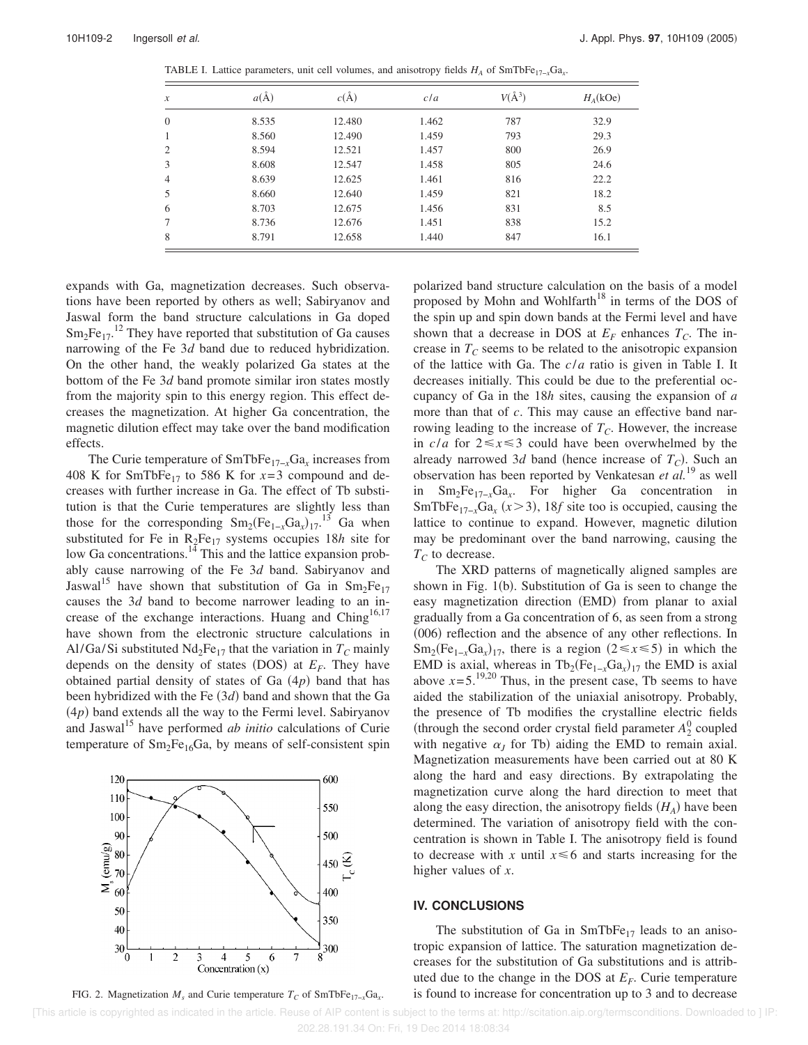TABLE I. Lattice parameters, unit cell volumes, and anisotropy fields $H_A$ of $SmTbFe_{17-x}Ga_x$.

| $x$ | $a$(Å) | $c$(Å) | $c/a$ | $V$(Å$^3$) | $H_A$(kOe) |
|---|---|---|---|---|---|
| 0 | 8.535 | 12.480 | 1.462 | 787 | 32.9 |
| 1 | 8.560 | 12.490 | 1.459 | 793 | 29.3 |
| 2 | 8.594 | 12.521 | 1.457 | 800 | 26.9 |
| 3 | 8.608 | 12.547 | 1.458 | 805 | 24.6 |
| 4 | 8.639 | 12.625 | 1.461 | 816 | 22.2 |
| 5 | 8.660 | 12.640 | 1.459 | 821 | 18.2 |
| 6 | 8.703 | 12.675 | 1.456 | 831 | 8.5 |
| 7 | 8.736 | 12.676 | 1.451 | 838 | 15.2 |
| 8 | 8.791 | 12.658 | 1.440 | 847 | 16.1 |

expands with Ga, magnetization decreases. Such observations have been reported by others as well; Sabiryanov and Jaswal form the band structure calculations in Ga doped $Sm_2Fe_{17}$.[12] They have reported that substitution of Ga causes narrowing of the Fe 3$d$ band due to reduced hybridization. On the other hand, the weakly polarized Ga states at the bottom of the Fe 3$d$ band promote similar iron states mostly from the majority spin to this energy region. This effect decreases the magnetization. At higher Ga concentration, the magnetic dilution effect may take over the band modification effects.

The Curie temperature of $SmTbFe_{17-x}Ga_x$ increases from 408 K for $SmTbFe_{17}$ to 586 K for $x=3$ compound and decreases with further increase in Ga. The effect of Tb substitution is that the Curie temperatures are slightly less than those for the corresponding $Sm_2(Fe_{1-x}Ga_x)_{17}$.[13] Ga when substituted for Fe in $R_2Fe_{17}$ systems occupies 18$h$ site for low Ga concentrations.[14] This and the lattice expansion probably cause narrowing of the Fe 3$d$ band. Sabiryanov and Jaswal[15] have shown that substitution of Ga in $Sm_2Fe_{17}$ causes the 3$d$ band to become narrower leading to an increase of the exchange interactions. Huang and Ching[16,17] have shown from the electronic structure calculations in Al/Ga/Si substituted $Nd_2Fe_{17}$ that the variation in $T_C$ mainly depends on the density of states (DOS) at $E_F$. They have obtained partial density of states of Ga (4$p$) band that has been hybridized with the Fe (3$d$) band and shown that the Ga (4$p$) band extends all the way to the Fermi level. Sabiryanov and Jaswal[15] have performed *ab initio* calculations of Curie temperature of $Sm_2Fe_{16}Ga$, by means of self-consistent spin polarized band structure calculation on the basis of a model proposed by Mohn and Wohlfarth[18] in terms of the DOS of the spin up and spin down bands at the Fermi level and have shown that a decrease in DOS at $E_F$ enhances $T_C$. The increase in $T_C$ seems to be related to the anisotropic expansion of the lattice with Ga. The $c/a$ ratio is given in Table I. It decreases initially. This could be due to the preferential occupancy of Ga in the 18$h$ sites, causing the expansion of $a$ more than that of $c$. This may cause an effective band narrowing leading to the increase of $T_C$. However, the increase in $c/a$ for $2\leq x\leq 3$ could have been overwhelmed by the already narrowed 3$d$ band (hence increase of $T_C$). Such an observation has been reported by Venkatesan *et al.*[19] as well in $Sm_2Fe_{17-x}Ga_x$. For higher Ga concentration in $SmTbFe_{17-x}Ga_x$ ($x>3$), 18$f$ site too is occupied, causing the lattice to continue to expand. However, magnetic dilution may be predominant over the band narrowing, causing the $T_C$ to decrease.

FIG. 2. Magnetization $M_s$ and Curie temperature $T_C$ of $SmTbFe_{17-x}Ga_x$.

The XRD patterns of magnetically aligned samples are shown in Fig. 1(b). Substitution of Ga is seen to change the easy magnetization direction (EMD) from planar to axial gradually from a Ga concentration of 6, as seen from a strong (006) reflection and the absence of any other reflections. In $Sm_2(Fe_{1-x}Ga_x)_{17}$, there is a region ($2\leq x\leq 5$) in which the EMD is axial, whereas in $Tb_2(Fe_{1-x}Ga_x)_{17}$ the EMD is axial above $x=5$.[19,20] Thus, in the present case, Tb seems to have aided the stabilization of the uniaxial anisotropy. Probably, the presence of Tb modifies the crystalline electric fields (through the second order crystal field parameter $A_2^0$ coupled with negative $\alpha_J$ for Tb) aiding the EMD to remain axial. Magnetization measurements have been carried out at 80 K along the hard and easy directions. By extrapolating the magnetization curve along the hard direction to meet that along the easy direction, the anisotropy fields ($H_A$) have been determined. The variation of anisotropy field with the concentration is shown in Table I. The anisotropy field is found to decrease with $x$ until $x\leq 6$ and starts increasing for the higher values of $x$.

## IV. CONCLUSIONS

The substitution of Ga in $SmTbFe_{17}$ leads to an anisotropic expansion of lattice. The saturation magnetization decreases for the substitution of Ga substitutions and is attributed due to the change in the DOS at $E_F$. Curie temperature is found to increase for concentration up to 3 and to decrease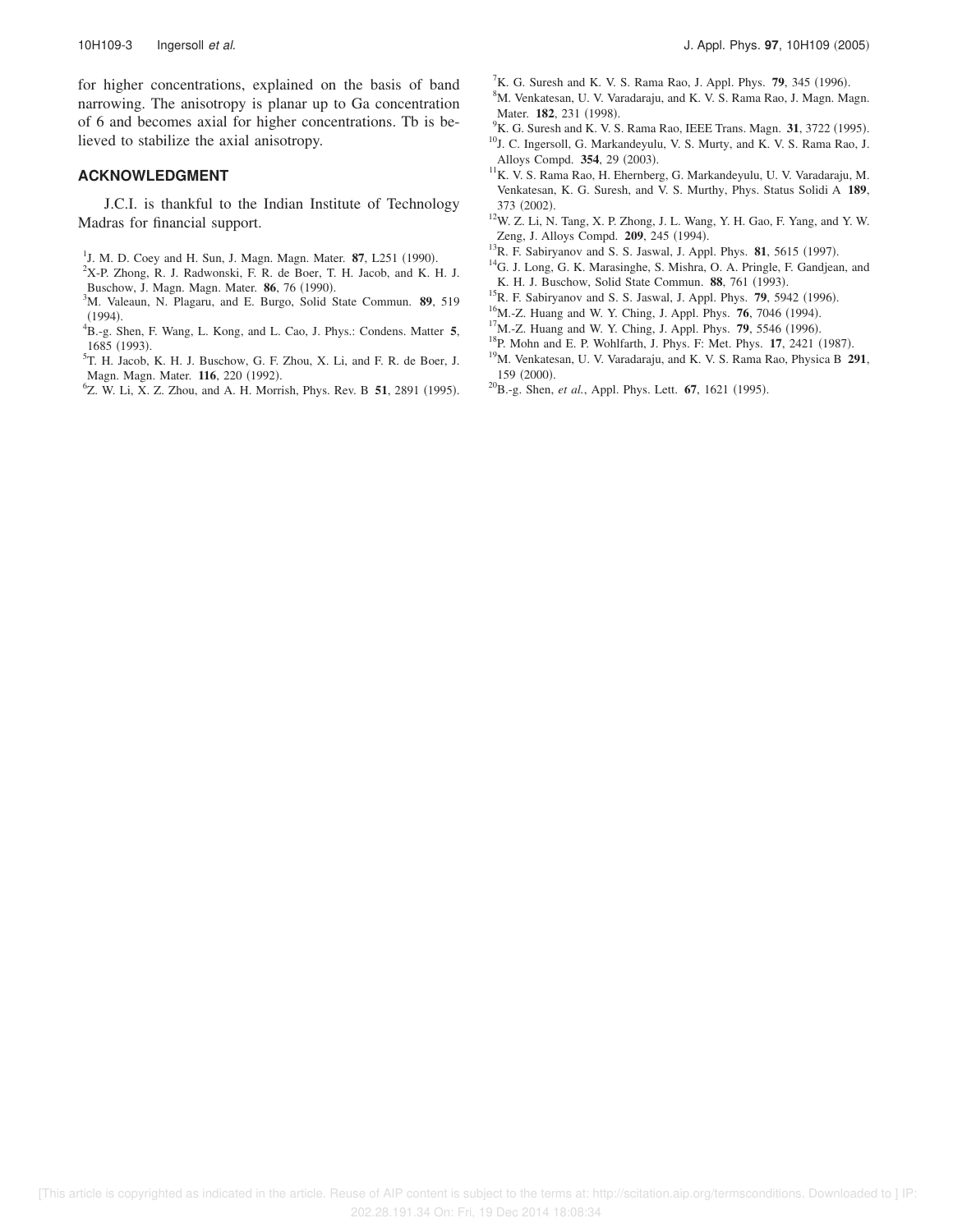for higher concentrations, explained on the basis of band narrowing. The anisotropy is planar up to Ga concentration of 6 and becomes axial for higher concentrations. Tb is believed to stabilize the axial anisotropy.

## ACKNOWLEDGMENT

J.C.I. is thankful to the Indian Institute of Technology Madras for financial support.

[1] J. M. D. Coey and H. Sun, J. Magn. Magn. Mater. **87**, L251 (1990).
[2] X-P. Zhong, R. J. Radwonski, F. R. de Boer, T. H. Jacob, and K. H. J. Buschow, J. Magn. Magn. Mater. **86**, 76 (1990).
[3] M. Valeaun, N. Plagaru, and E. Burgo, Solid State Commun. **89**, 519 (1994).
[4] B.-g. Shen, F. Wang, L. Kong, and L. Cao, J. Phys.: Condens. Matter **5**, 1685 (1993).
[5] T. H. Jacob, K. H. J. Buschow, G. F. Zhou, X. Li, and F. R. de Boer, J. Magn. Magn. Mater. **116**, 220 (1992).
[6] Z. W. Li, X. Z. Zhou, and A. H. Morrish, Phys. Rev. B **51**, 2891 (1995).
[7] K. G. Suresh and K. V. S. Rama Rao, J. Appl. Phys. **79**, 345 (1996).
[8] M. Venkatesan, U. V. Varadaraju, and K. V. S. Rama Rao, J. Magn. Magn. Mater. **182**, 231 (1998).
[9] K. G. Suresh and K. V. S. Rama Rao, IEEE Trans. Magn. **31**, 3722 (1995).
[10] J. C. Ingersoll, G. Markandeyulu, V. S. Murty, and K. V. S. Rama Rao, J. Alloys Compd. **354**, 29 (2003).
[11] K. V. S. Rama Rao, H. Ehernberg, G. Markandeyulu, U. V. Varadaraju, M. Venkatesan, K. G. Suresh, and V. S. Murthy, Phys. Status Solidi A **189**, 373 (2002).
[12] W. Z. Li, N. Tang, X. P. Zhong, J. L. Wang, Y. H. Gao, F. Yang, and Y. W. Zeng, J. Alloys Compd. **209**, 245 (1994).
[13] R. F. Sabiryanov and S. S. Jaswal, J. Appl. Phys. **81**, 5615 (1997).
[14] G. J. Long, G. K. Marasinghe, S. Mishra, O. A. Pringle, F. Gandjean, and K. H. J. Buschow, Solid State Commun. **88**, 761 (1993).
[15] R. F. Sabiryanov and S. S. Jaswal, J. Appl. Phys. **79**, 5942 (1996).
[16] M.-Z. Huang and W. Y. Ching, J. Appl. Phys. **76**, 7046 (1994).
[17] M.-Z. Huang and W. Y. Ching, J. Appl. Phys. **79**, 5546 (1996).
[18] P. Mohn and E. P. Wohlfarth, J. Phys. F: Met. Phys. **17**, 2421 (1987).
[19] M. Venkatesan, U. V. Varadaraju, and K. V. S. Rama Rao, Physica B **291**, 159 (2000).
[20] B.-g. Shen, *et al.*, Appl. Phys. Lett. **67**, 1621 (1995).